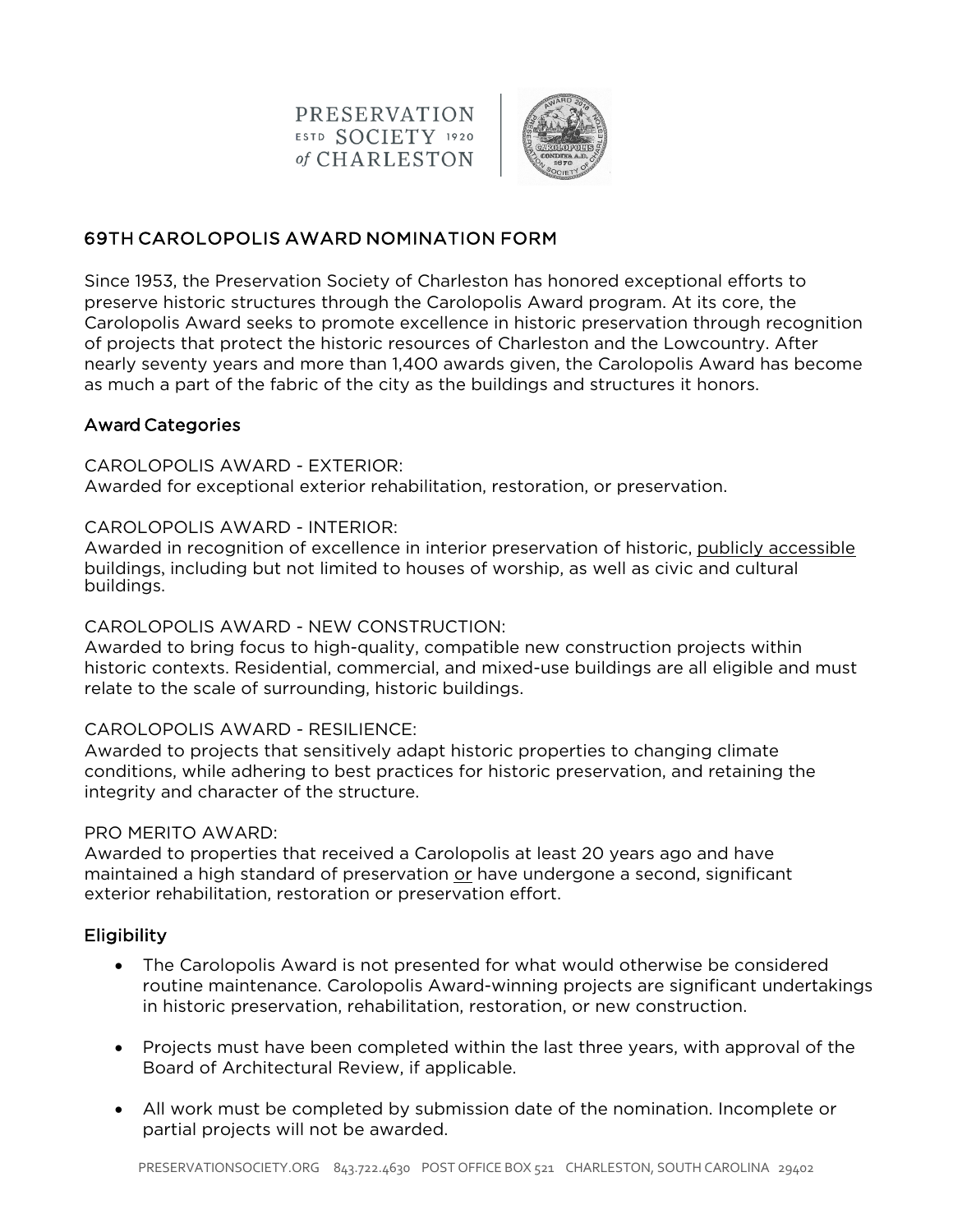PRESERVATION SOCIETY of CHARLESTON ESTD 1920

## 69TH CAROLOPOLIS AWARD NOMINATION FORM

Since 1953, the Preservation Society of Charleston has honored exceptional efforts to preserve historic structures through the Carolopolis Award program. At its core, the Carolopolis Award seeks to promote excellence in historic preservation through recognition of projects that protect the historic resources of Charleston and the Lowcountry. After nearly seventy years and more than 1,400 awards given, the Carolopolis Award has become as much a part of the fabric of the city as the buildings and structures it honors.

### Award Categories

CAROLOPOLIS AWARD - EXTERIOR:
Awarded for exceptional exterior rehabilitation, restoration, or preservation.

CAROLOPOLIS AWARD - INTERIOR:
Awarded in recognition of excellence in interior preservation of historic, publicly accessible buildings, including but not limited to houses of worship, as well as civic and cultural buildings.

CAROLOPOLIS AWARD - NEW CONSTRUCTION:
Awarded to bring focus to high-quality, compatible new construction projects within historic contexts. Residential, commercial, and mixed-use buildings are all eligible and must relate to the scale of surrounding, historic buildings.

CAROLOPOLIS AWARD - RESILIENCE:
Awarded to projects that sensitively adapt historic properties to changing climate conditions, while adhering to best practices for historic preservation, and retaining the integrity and character of the structure.

PRO MERITO AWARD:
Awarded to properties that received a Carolopolis at least 20 years ago and have maintained a high standard of preservation or have undergone a second, significant exterior rehabilitation, restoration or preservation effort.

### Eligibility

- The Carolopolis Award is not presented for what would otherwise be considered routine maintenance. Carolopolis Award-winning projects are significant undertakings in historic preservation, rehabilitation, restoration, or new construction.
- Projects must have been completed within the last three years, with approval of the Board of Architectural Review, if applicable.
- All work must be completed by submission date of the nomination. Incomplete or partial projects will not be awarded.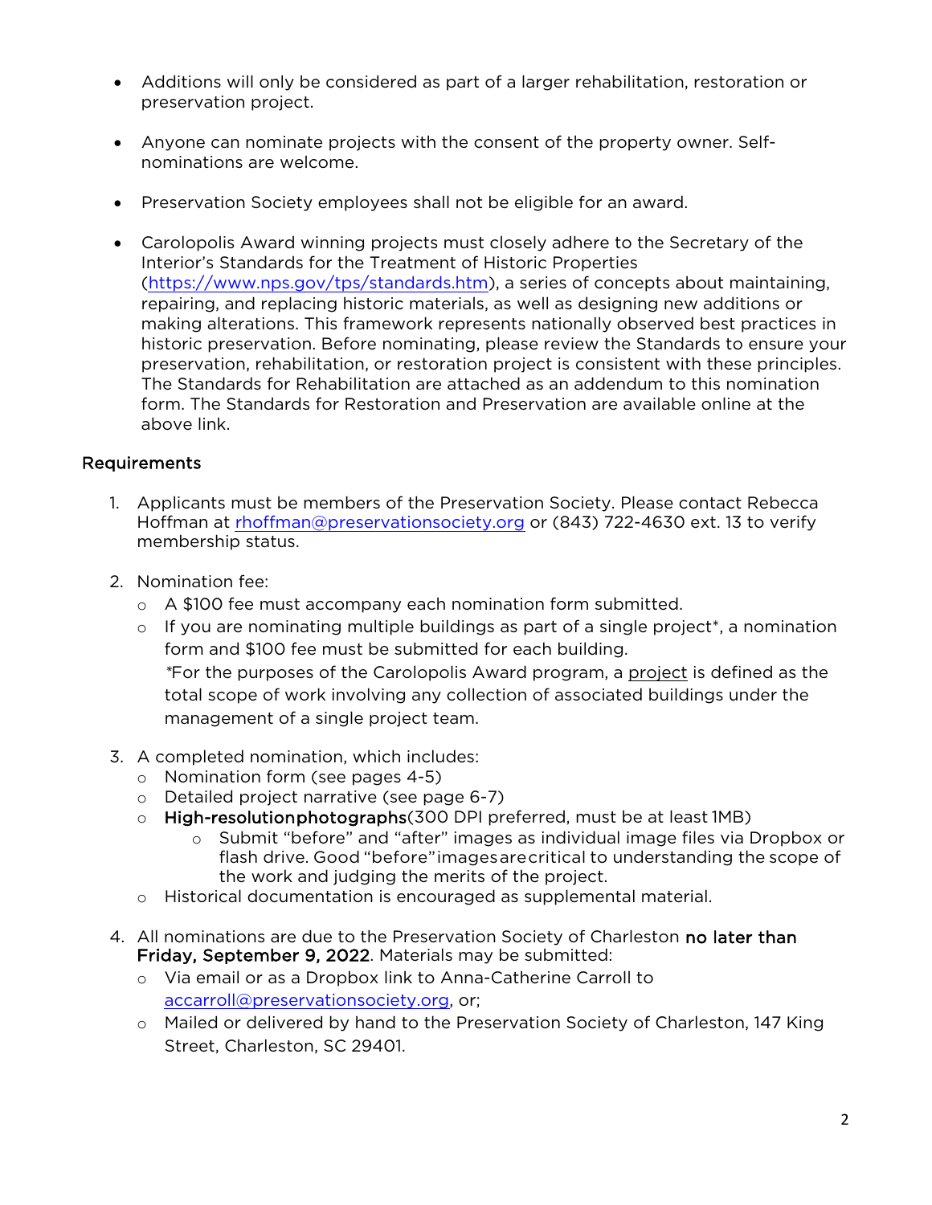- Additions will only be considered as part of a larger rehabilitation, restoration or preservation project.

- Anyone can nominate projects with the consent of the property owner. Self-nominations are welcome.

- Preservation Society employees shall not be eligible for an award.

- Carolopolis Award winning projects must closely adhere to the Secretary of the Interior's Standards for the Treatment of Historic Properties (https://www.nps.gov/tps/standards.htm), a series of concepts about maintaining, repairing, and replacing historic materials, as well as designing new additions or making alterations. This framework represents nationally observed best practices in historic preservation. Before nominating, please review the Standards to ensure your preservation, rehabilitation, or restoration project is consistent with these principles. The Standards for Rehabilitation are attached as an addendum to this nomination form. The Standards for Restoration and Preservation are available online at the above link.

## Requirements

1. Applicants must be members of the Preservation Society. Please contact Rebecca Hoffman at rhoffman@preservationsociety.org or (843) 722-4630 ext. 13 to verify membership status.

2. Nomination fee:
   - A $100 fee must accompany each nomination form submitted.
   - If you are nominating multiple buildings as part of a single project*, a nomination form and $100 fee must be submitted for each building.
     *For the purposes of the Carolopolis Award program, a <u>project</u> is defined as the total scope of work involving any collection of associated buildings under the management of a single project team.

3. A completed nomination, which includes:
   - Nomination form (see pages 4-5)
   - Detailed project narrative (see page 6-7)
   - **High-resolution photographs** (300 DPI preferred, must be at least 1MB)
     - Submit "before" and "after" images as individual image files via Dropbox or flash drive. Good "before" images are critical to understanding the scope of the work and judging the merits of the project.
   - Historical documentation is encouraged as supplemental material.

4. All nominations are due to the Preservation Society of Charleston **no later than Friday, September 9, 2022**. Materials may be submitted:
   - Via email or as a Dropbox link to Anna-Catherine Carroll to accarroll@preservationsociety.org, or;
   - Mailed or delivered by hand to the Preservation Society of Charleston, 147 King Street, Charleston, SC 29401.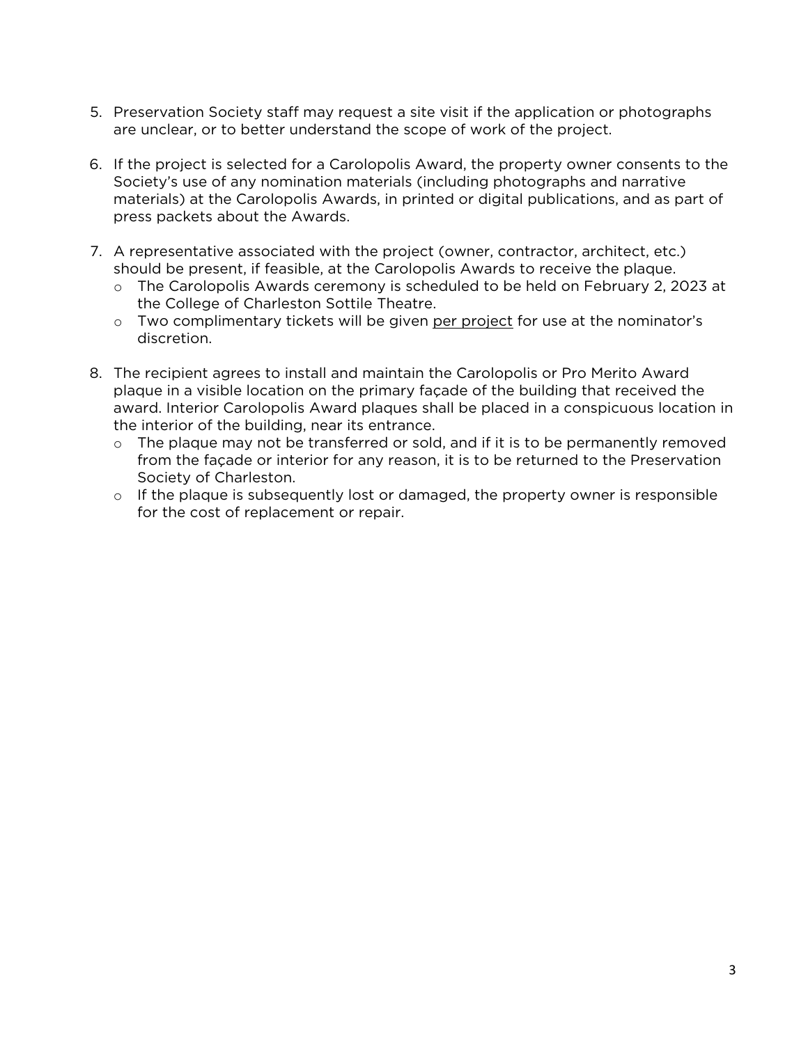5. Preservation Society staff may request a site visit if the application or photographs are unclear, or to better understand the scope of work of the project.

6. If the project is selected for a Carolopolis Award, the property owner consents to the Society's use of any nomination materials (including photographs and narrative materials) at the Carolopolis Awards, in printed or digital publications, and as part of press packets about the Awards.

7. A representative associated with the project (owner, contractor, architect, etc.) should be present, if feasible, at the Carolopolis Awards to receive the plaque.
   - The Carolopolis Awards ceremony is scheduled to be held on February 2, 2023 at the College of Charleston Sottile Theatre.
   - Two complimentary tickets will be given <u>per project</u> for use at the nominator's discretion.

8. The recipient agrees to install and maintain the Carolopolis or Pro Merito Award plaque in a visible location on the primary façade of the building that received the award. Interior Carolopolis Award plaques shall be placed in a conspicuous location in the interior of the building, near its entrance.
   - The plaque may not be transferred or sold, and if it is to be permanently removed from the façade or interior for any reason, it is to be returned to the Preservation Society of Charleston.
   - If the plaque is subsequently lost or damaged, the property owner is responsible for the cost of replacement or repair.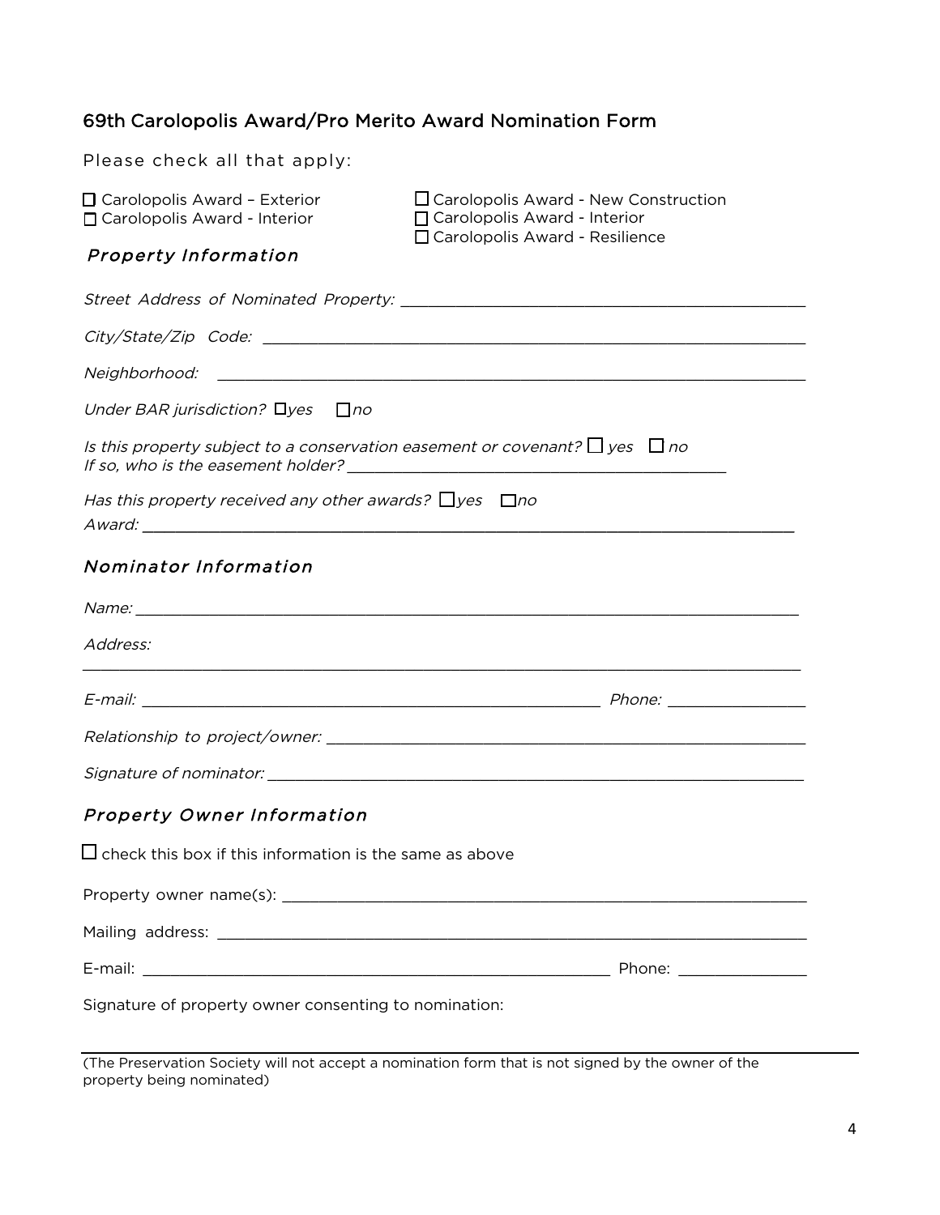## 69th Carolopolis Award/Pro Merito Award Nomination Form

Please check all that apply:

☐ Carolopolis Award – Exterior
☐ Carolopolis Award - Interior
☐ Carolopolis Award - New Construction
☐ Carolopolis Award - Interior
☐ Carolopolis Award - Resilience

### *Property Information*

*Street Address of Nominated Property:* ______________________________________________

*City/State/Zip Code:* ______________________________________________________________

*Neighborhood:* ____________________________________________________________________

*Under BAR jurisdiction?* ☐*yes* ☐*no*

*Is this property subject to a conservation easement or covenant?* ☐ *yes* ☐ *no*
*If so, who is the easement holder?* _________________________________________

*Has this property received any other awards?* ☐*yes* ☐*no*
*Award:* ___________________________________________________________________________

### *Nominator Information*

*Name:* ____________________________________________________________________________

*Address:*
_________________________________________________________________________________

*E-mail:* ____________________________________________________ *Phone:* _______________

*Relationship to project/owner:* ____________________________________________________

*Signature of nominator:* _________________________________________________________

### *Property Owner Information*

☐ check this box if this information is the same as above

Property owner name(s): ___________________________________________________________

Mailing address: _________________________________________________________________

E-mail: _____________________________________________________ Phone: ______________

Signature of property owner consenting to nomination:

_________________________________________________________________________________

(The Preservation Society will not accept a nomination form that is not signed by the owner of the property being nominated)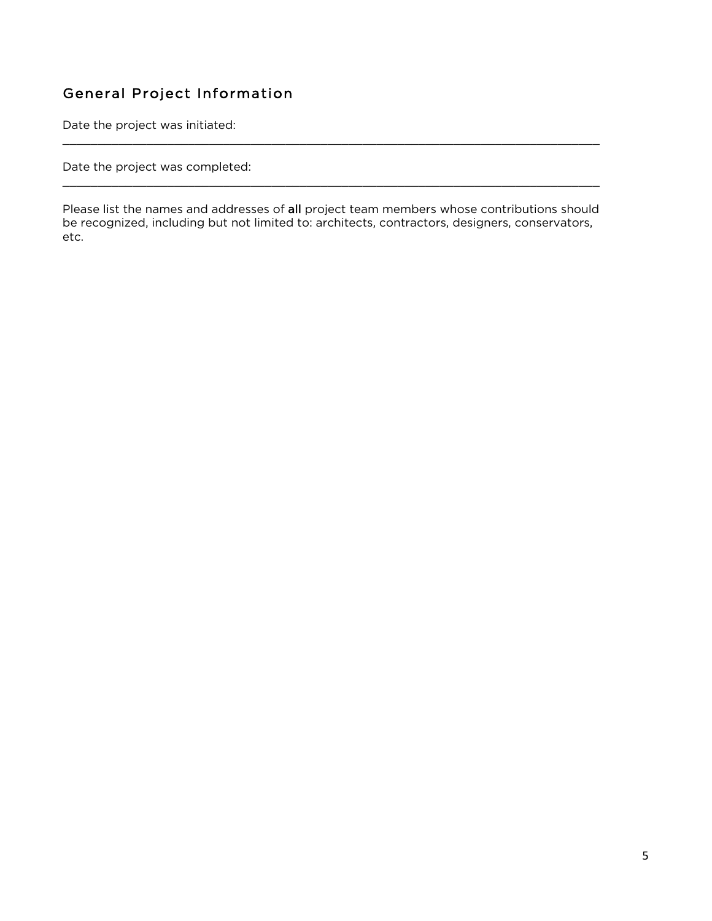## General Project Information

Date the project was initiated:
___________________________________________________________________________

Date the project was completed:
___________________________________________________________________________

Please list the names and addresses of **all** project team members whose contributions should be recognized, including but not limited to: architects, contractors, designers, conservators, etc.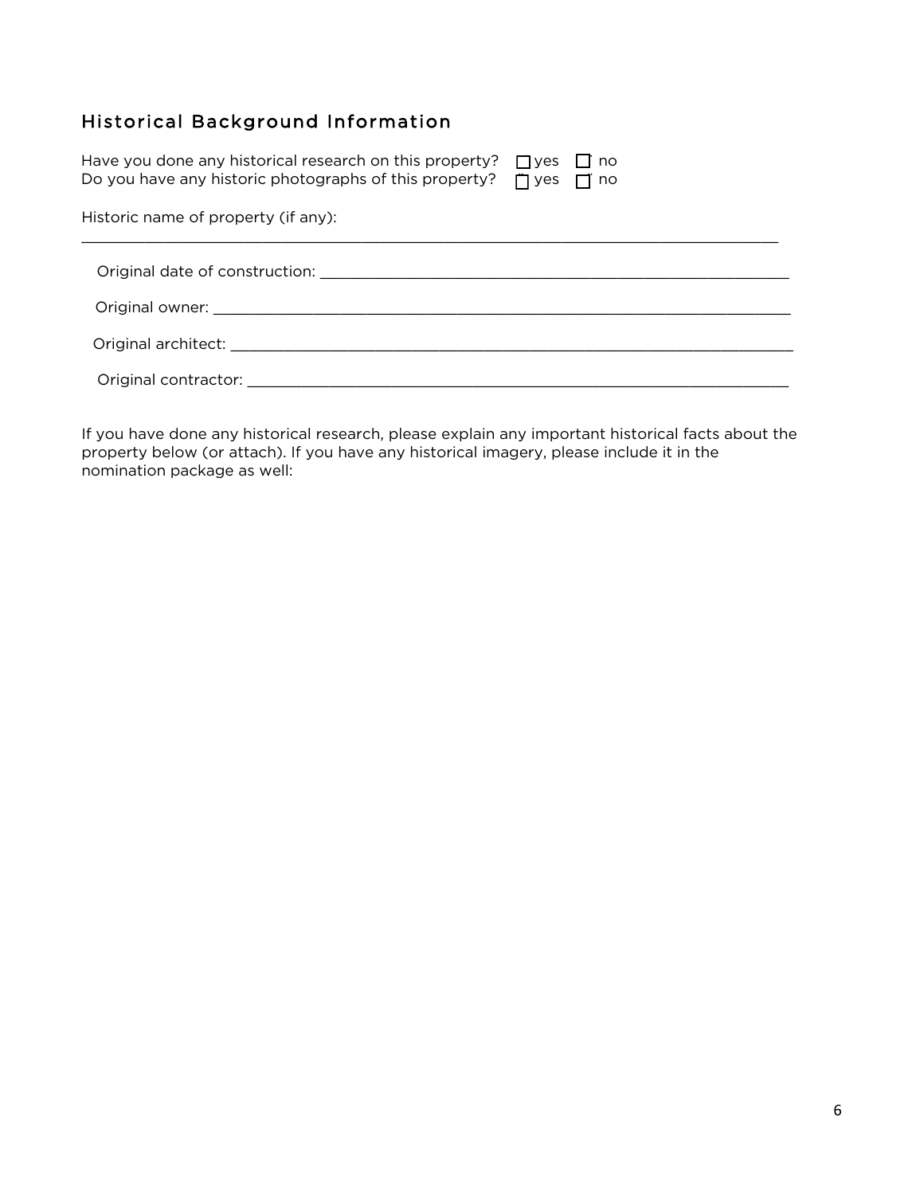## Historical Background Information

Have you done any historical research on this property? ☐ yes ☐ no
Do you have any historic photographs of this property? ☐ yes ☐ no

Historic name of property (if any):
\_\_\_\_\_\_\_\_\_\_\_\_\_\_\_\_\_\_\_\_\_\_\_\_\_\_\_\_\_\_\_\_\_\_\_\_\_\_\_\_\_\_\_\_\_\_\_\_\_\_\_\_\_\_\_\_\_\_\_\_\_\_\_\_\_\_\_\_\_\_\_\_\_\_\_\_\_\_

Original date of construction: \_\_\_\_\_\_\_\_\_\_\_\_\_\_\_\_\_\_\_\_\_\_\_\_\_\_\_\_\_\_\_\_\_\_\_\_\_\_\_\_\_\_\_\_\_\_\_\_\_\_

Original owner: \_\_\_\_\_\_\_\_\_\_\_\_\_\_\_\_\_\_\_\_\_\_\_\_\_\_\_\_\_\_\_\_\_\_\_\_\_\_\_\_\_\_\_\_\_\_\_\_\_\_\_\_\_\_\_\_\_\_\_\_\_\_

Original architect: \_\_\_\_\_\_\_\_\_\_\_\_\_\_\_\_\_\_\_\_\_\_\_\_\_\_\_\_\_\_\_\_\_\_\_\_\_\_\_\_\_\_\_\_\_\_\_\_\_\_\_\_\_\_\_\_\_\_\_\_

Original contractor: \_\_\_\_\_\_\_\_\_\_\_\_\_\_\_\_\_\_\_\_\_\_\_\_\_\_\_\_\_\_\_\_\_\_\_\_\_\_\_\_\_\_\_\_\_\_\_\_\_\_\_\_\_\_\_\_\_\_\_

If you have done any historical research, please explain any important historical facts about the property below (or attach). If you have any historical imagery, please include it in the nomination package as well: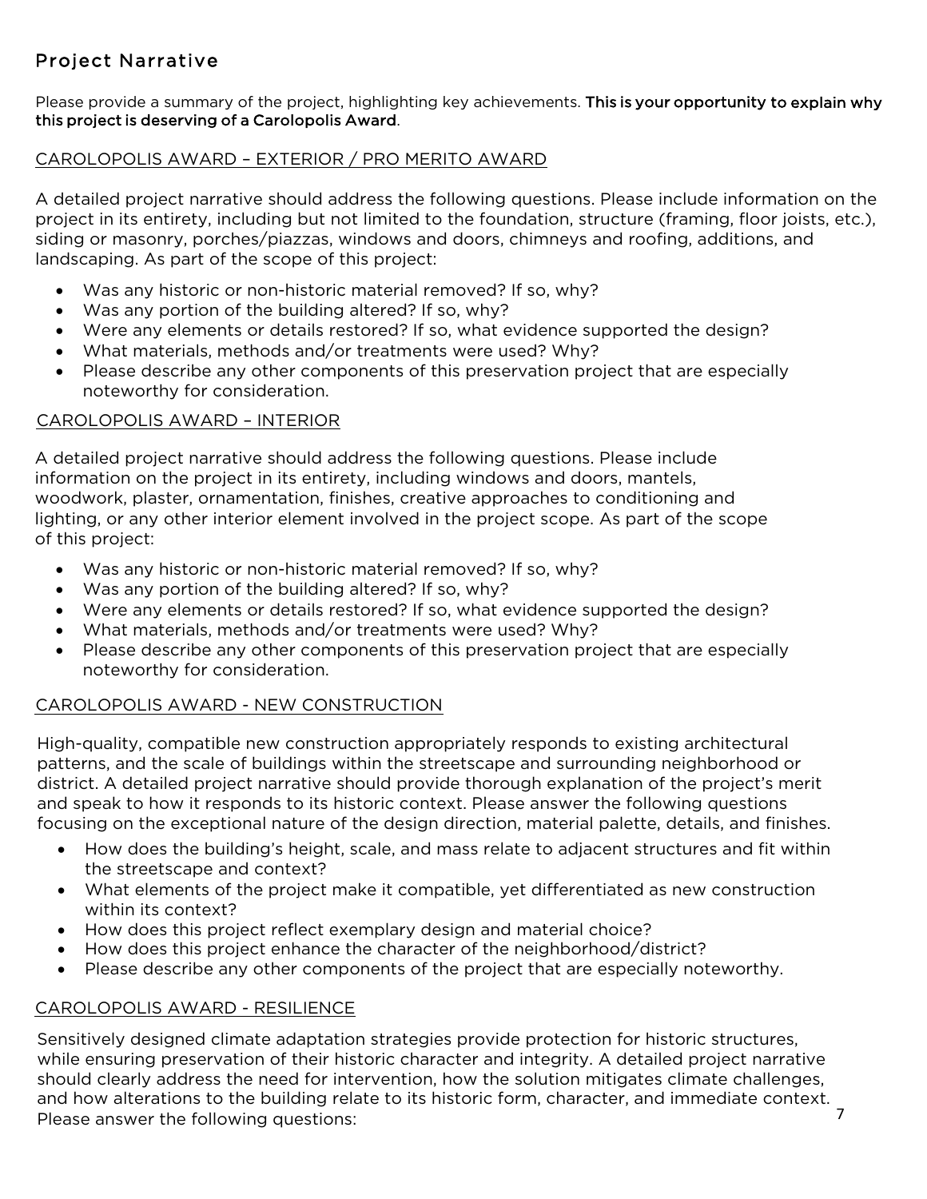## Project Narrative

Please provide a summary of the project, highlighting key achievements. **This is your opportunity to explain why this project is deserving of a Carolopolis Award**.

### CAROLOPOLIS AWARD – EXTERIOR / PRO MERITO AWARD

A detailed project narrative should address the following questions. Please include information on the project in its entirety, including but not limited to the foundation, structure (framing, floor joists, etc.), siding or masonry, porches/piazzas, windows and doors, chimneys and roofing, additions, and landscaping. As part of the scope of this project:

- Was any historic or non-historic material removed? If so, why?
- Was any portion of the building altered? If so, why?
- Were any elements or details restored? If so, what evidence supported the design?
- What materials, methods and/or treatments were used? Why?
- Please describe any other components of this preservation project that are especially noteworthy for consideration.

### CAROLOPOLIS AWARD – INTERIOR

A detailed project narrative should address the following questions. Please include information on the project in its entirety, including windows and doors, mantels, woodwork, plaster, ornamentation, finishes, creative approaches to conditioning and lighting, or any other interior element involved in the project scope. As part of the scope of this project:

- Was any historic or non-historic material removed? If so, why?
- Was any portion of the building altered? If so, why?
- Were any elements or details restored? If so, what evidence supported the design?
- What materials, methods and/or treatments were used? Why?
- Please describe any other components of this preservation project that are especially noteworthy for consideration.

### CAROLOPOLIS AWARD - NEW CONSTRUCTION

High-quality, compatible new construction appropriately responds to existing architectural patterns, and the scale of buildings within the streetscape and surrounding neighborhood or district. A detailed project narrative should provide thorough explanation of the project's merit and speak to how it responds to its historic context. Please answer the following questions focusing on the exceptional nature of the design direction, material palette, details, and finishes.

- How does the building's height, scale, and mass relate to adjacent structures and fit within the streetscape and context?
- What elements of the project make it compatible, yet differentiated as new construction within its context?
- How does this project reflect exemplary design and material choice?
- How does this project enhance the character of the neighborhood/district?
- Please describe any other components of the project that are especially noteworthy.

### CAROLOPOLIS AWARD - RESILIENCE

Sensitively designed climate adaptation strategies provide protection for historic structures, while ensuring preservation of their historic character and integrity. A detailed project narrative should clearly address the need for intervention, how the solution mitigates climate challenges, and how alterations to the building relate to its historic form, character, and immediate context. Please answer the following questions: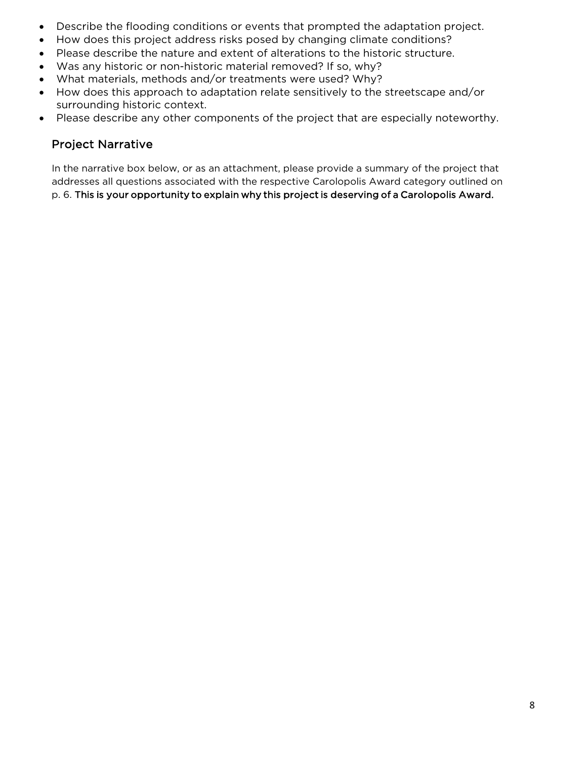- Describe the flooding conditions or events that prompted the adaptation project.
- How does this project address risks posed by changing climate conditions?
- Please describe the nature and extent of alterations to the historic structure.
- Was any historic or non-historic material removed? If so, why?
- What materials, methods and/or treatments were used? Why?
- How does this approach to adaptation relate sensitively to the streetscape and/or surrounding historic context.
- Please describe any other components of the project that are especially noteworthy.

## Project Narrative

In the narrative box below, or as an attachment, please provide a summary of the project that addresses all questions associated with the respective Carolopolis Award category outlined on p. 6. **This is your opportunity to explain why this project is deserving of a Carolopolis Award.**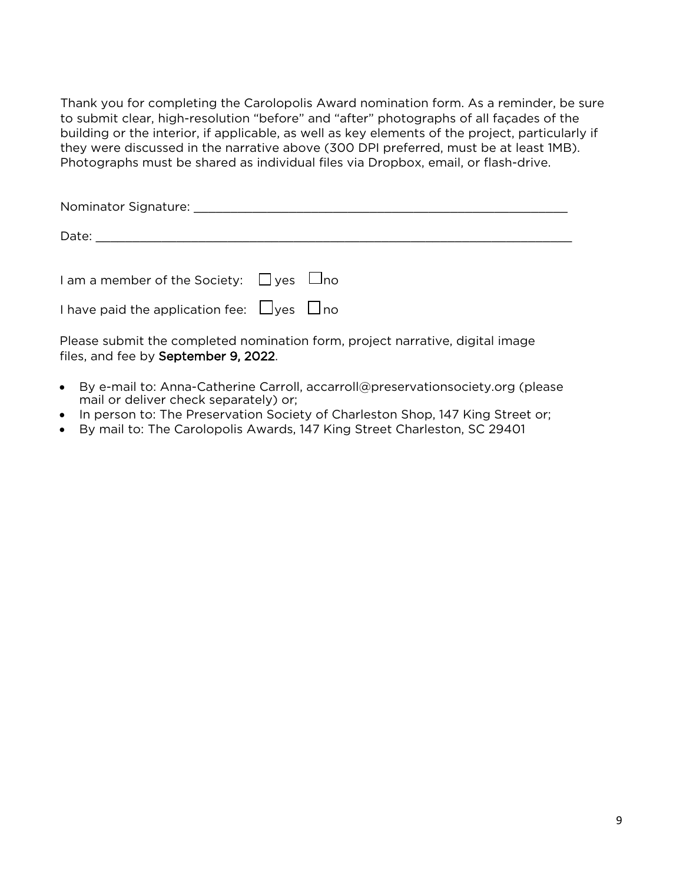Thank you for completing the Carolopolis Award nomination form. As a reminder, be sure to submit clear, high-resolution "before" and "after" photographs of all façades of the building or the interior, if applicable, as well as key elements of the project, particularly if they were discussed in the narrative above (300 DPI preferred, must be at least 1MB). Photographs must be shared as individual files via Dropbox, email, or flash-drive.

Nominator Signature: ________________________________________________________

Date: ______________________________________________________________________

I am a member of the Society: ☐ yes ☐ no

I have paid the application fee: ☐ yes ☐ no

Please submit the completed nomination form, project narrative, digital image files, and fee by **September 9, 2022**.

- By e-mail to: Anna-Catherine Carroll, accarroll@preservationsociety.org (please mail or deliver check separately) or;
- In person to: The Preservation Society of Charleston Shop, 147 King Street or;
- By mail to: The Carolopolis Awards, 147 King Street Charleston, SC 29401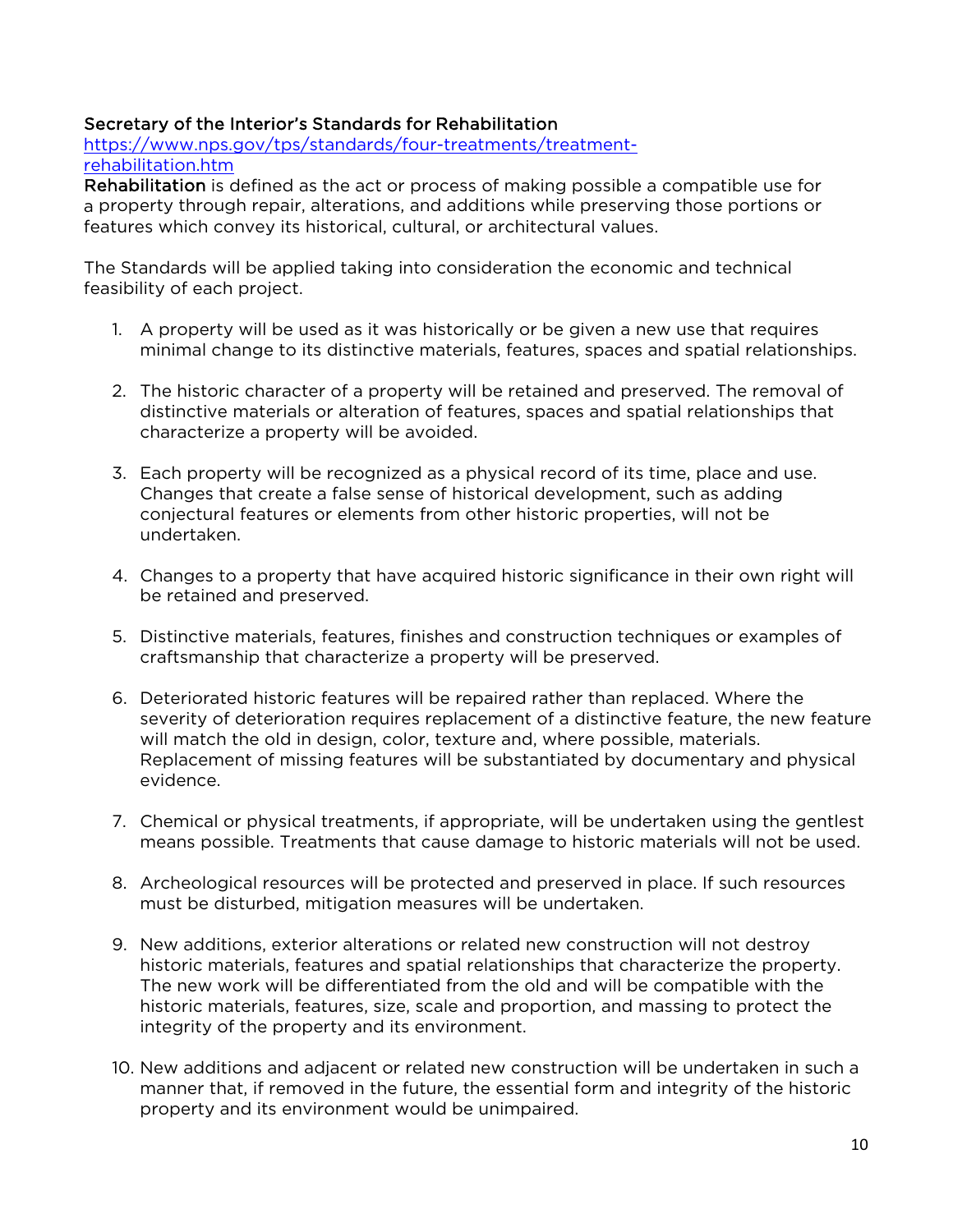## Secretary of the Interior's Standards for Rehabilitation

[https://www.nps.gov/tps/standards/four-treatments/treatment-rehabilitation.htm](https://www.nps.gov/tps/standards/four-treatments/treatment-rehabilitation.htm)

**Rehabilitation** is defined as the act or process of making possible a compatible use for a property through repair, alterations, and additions while preserving those portions or features which convey its historical, cultural, or architectural values.

The Standards will be applied taking into consideration the economic and technical feasibility of each project.

1. A property will be used as it was historically or be given a new use that requires minimal change to its distinctive materials, features, spaces and spatial relationships.

2. The historic character of a property will be retained and preserved. The removal of distinctive materials or alteration of features, spaces and spatial relationships that characterize a property will be avoided.

3. Each property will be recognized as a physical record of its time, place and use. Changes that create a false sense of historical development, such as adding conjectural features or elements from other historic properties, will not be undertaken.

4. Changes to a property that have acquired historic significance in their own right will be retained and preserved.

5. Distinctive materials, features, finishes and construction techniques or examples of craftsmanship that characterize a property will be preserved.

6. Deteriorated historic features will be repaired rather than replaced. Where the severity of deterioration requires replacement of a distinctive feature, the new feature will match the old in design, color, texture and, where possible, materials. Replacement of missing features will be substantiated by documentary and physical evidence.

7. Chemical or physical treatments, if appropriate, will be undertaken using the gentlest means possible. Treatments that cause damage to historic materials will not be used.

8. Archeological resources will be protected and preserved in place. If such resources must be disturbed, mitigation measures will be undertaken.

9. New additions, exterior alterations or related new construction will not destroy historic materials, features and spatial relationships that characterize the property. The new work will be differentiated from the old and will be compatible with the historic materials, features, size, scale and proportion, and massing to protect the integrity of the property and its environment.

10. New additions and adjacent or related new construction will be undertaken in such a manner that, if removed in the future, the essential form and integrity of the historic property and its environment would be unimpaired.